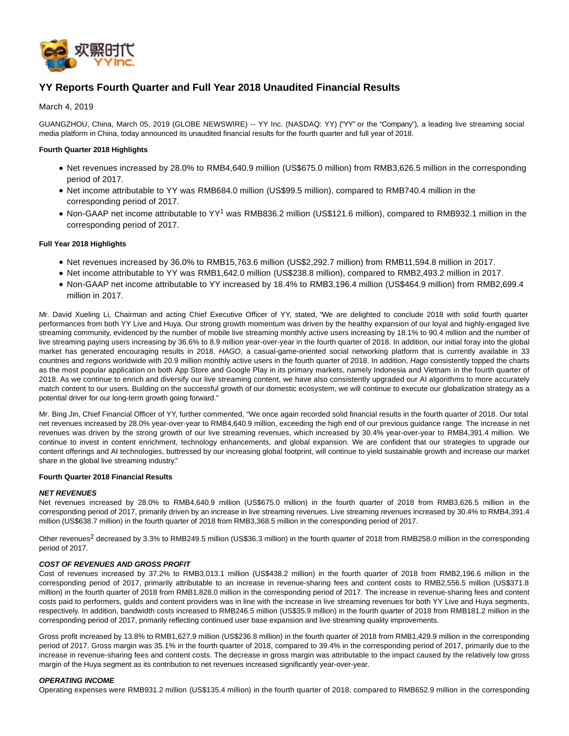# YY Reports Fourth Quarter and Full Year 2018 Unaudited Financial Results

March 4, 2019

GUANGZHOU, China, March 05, 2019 (GLOBE NEWSWIRE) -- YY Inc. (NASDAQ: YY) ("YY" or the "Company"), a leading live streaming social media platform in China, today announced its unaudited financial results for the fourth quarter and full year of 2018.

**Fourth Quarter 2018 Highlights**

- Net revenues increased by 28.0% to RMB4,640.9 million (US$675.0 million) from RMB3,626.5 million in the corresponding period of 2017.
- Net income attributable to YY was RMB684.0 million (US$99.5 million), compared to RMB740.4 million in the corresponding period of 2017.
- Non-GAAP net income attributable to YY[1] was RMB836.2 million (US$121.6 million), compared to RMB932.1 million in the corresponding period of 2017.

**Full Year 2018 Highlights**

- Net revenues increased by 36.0% to RMB15,763.6 million (US$2,292.7 million) from RMB11,594.8 million in 2017.
- Net income attributable to YY was RMB1,642.0 million (US$238.8 million), compared to RMB2,493.2 million in 2017.
- Non-GAAP net income attributable to YY increased by 18.4% to RMB3,196.4 million (US$464.9 million) from RMB2,699.4 million in 2017.

Mr. David Xueling Li, Chairman and acting Chief Executive Officer of YY, stated, "We are delighted to conclude 2018 with solid fourth quarter performances from both YY Live and Huya. Our strong growth momentum was driven by the healthy expansion of our loyal and highly-engaged live streaming community, evidenced by the number of mobile live streaming monthly active users increasing by 18.1% to 90.4 million and the number of live streaming paying users increasing by 36.6% to 8.9 million year-over-year in the fourth quarter of 2018. In addition, our initial foray into the global market has generated encouraging results in 2018. *HAGO*, a casual-game-oriented social networking platform that is currently available in 33 countries and regions worldwide with 20.9 million monthly active users in the fourth quarter of 2018. In addition, *Hago* consistently topped the charts as the most popular application on both App Store and Google Play in its primary markets, namely Indonesia and Vietnam in the fourth quarter of 2018. As we continue to enrich and diversify our live streaming content, we have also consistently upgraded our AI algorithms to more accurately match content to our users. Building on the successful growth of our domestic ecosystem, we will continue to execute our globalization strategy as a potential driver for our long-term growth going forward."

Mr. Bing Jin, Chief Financial Officer of YY, further commented, "We once again recorded solid financial results in the fourth quarter of 2018. Our total net revenues increased by 28.0% year-over-year to RMB4,640.9 million, exceeding the high end of our previous guidance range. The increase in net revenues was driven by the strong growth of our live streaming revenues, which increased by 30.4% year-over-year to RMB4,391.4 million. We continue to invest in content enrichment, technology enhancements, and global expansion. We are confident that our strategies to upgrade our content offerings and AI technologies, buttressed by our increasing global footprint, will continue to yield sustainable growth and increase our market share in the global live streaming industry."

**Fourth Quarter 2018 Financial Results**

***NET REVENUES***

Net revenues increased by 28.0% to RMB4,640.9 million (US$675.0 million) in the fourth quarter of 2018 from RMB3,626.5 million in the corresponding period of 2017, primarily driven by an increase in live streaming revenues. Live streaming revenues increased by 30.4% to RMB4,391.4 million (US$638.7 million) in the fourth quarter of 2018 from RMB3,368.5 million in the corresponding period of 2017.

Other revenues[2] decreased by 3.3% to RMB249.5 million (US$36.3 million) in the fourth quarter of 2018 from RMB258.0 million in the corresponding period of 2017.

***COST OF REVENUES AND GROSS PROFIT***

Cost of revenues increased by 37.2% to RMB3,013.1 million (US$438.2 million) in the fourth quarter of 2018 from RMB2,196.6 million in the corresponding period of 2017, primarily attributable to an increase in revenue-sharing fees and content costs to RMB2,556.5 million (US$371.8 million) in the fourth quarter of 2018 from RMB1,828.0 million in the corresponding period of 2017. The increase in revenue-sharing fees and content costs paid to performers, guilds and content providers was in line with the increase in live streaming revenues for both YY Live and Huya segments, respectively. In addition, bandwidth costs increased to RMB246.5 million (US$35.9 million) in the fourth quarter of 2018 from RMB181.2 million in the corresponding period of 2017, primarily reflecting continued user base expansion and live streaming quality improvements.

Gross profit increased by 13.8% to RMB1,627.9 million (US$236.8 million) in the fourth quarter of 2018 from RMB1,429.9 million in the corresponding period of 2017. Gross margin was 35.1% in the fourth quarter of 2018, compared to 39.4% in the corresponding period of 2017, primarily due to the increase in revenue-sharing fees and content costs. The decrease in gross margin was attributable to the impact caused by the relatively low gross margin of the Huya segment as its contribution to net revenues increased significantly year-over-year.

***OPERATING INCOME***

Operating expenses were RMB931.2 million (US$135.4 million) in the fourth quarter of 2018, compared to RMB652.9 million in the corresponding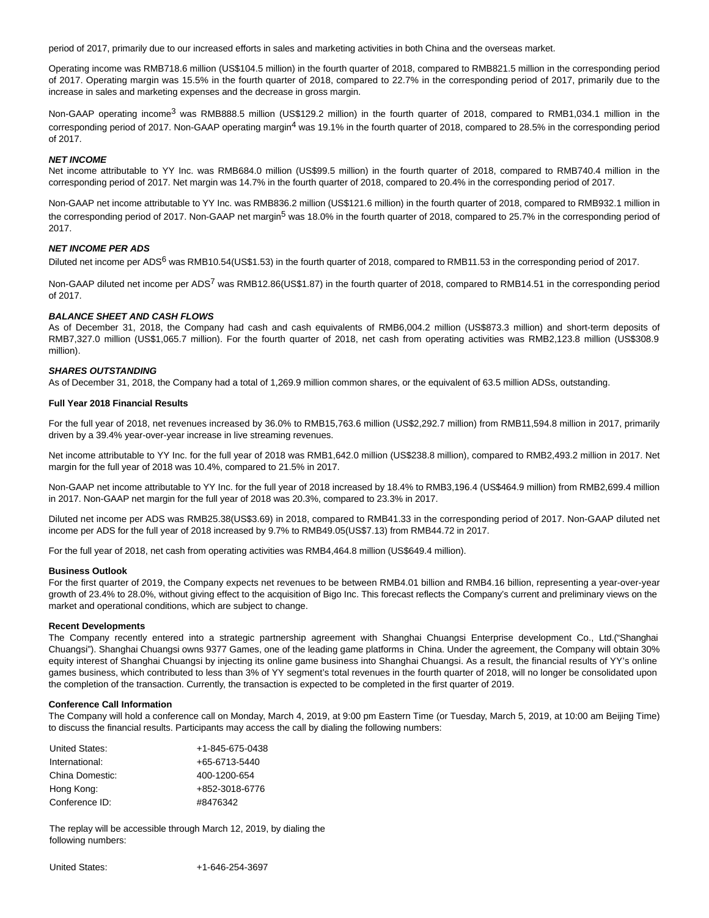period of 2017, primarily due to our increased efforts in sales and marketing activities in both China and the overseas market.

Operating income was RMB718.6 million (US$104.5 million) in the fourth quarter of 2018, compared to RMB821.5 million in the corresponding period of 2017. Operating margin was 15.5% in the fourth quarter of 2018, compared to 22.7% in the corresponding period of 2017, primarily due to the increase in sales and marketing expenses and the decrease in gross margin.

Non-GAAP operating income[3] was RMB888.5 million (US$129.2 million) in the fourth quarter of 2018, compared to RMB1,034.1 million in the corresponding period of 2017. Non-GAAP operating margin[4] was 19.1% in the fourth quarter of 2018, compared to 28.5% in the corresponding period of 2017.

***NET INCOME***

Net income attributable to YY Inc. was RMB684.0 million (US$99.5 million) in the fourth quarter of 2018, compared to RMB740.4 million in the corresponding period of 2017. Net margin was 14.7% in the fourth quarter of 2018, compared to 20.4% in the corresponding period of 2017.

Non-GAAP net income attributable to YY Inc. was RMB836.2 million (US$121.6 million) in the fourth quarter of 2018, compared to RMB932.1 million in the corresponding period of 2017. Non-GAAP net margin[5] was 18.0% in the fourth quarter of 2018, compared to 25.7% in the corresponding period of 2017.

***NET INCOME PER ADS***

Diluted net income per ADS[6] was RMB10.54(US$1.53) in the fourth quarter of 2018, compared to RMB11.53 in the corresponding period of 2017.

Non-GAAP diluted net income per ADS[7] was RMB12.86(US$1.87) in the fourth quarter of 2018, compared to RMB14.51 in the corresponding period of 2017.

***BALANCE SHEET AND CASH FLOWS***

As of December 31, 2018, the Company had cash and cash equivalents of RMB6,004.2 million (US$873.3 million) and short-term deposits of RMB7,327.0 million (US$1,065.7 million). For the fourth quarter of 2018, net cash from operating activities was RMB2,123.8 million (US$308.9 million).

***SHARES OUTSTANDING***

As of December 31, 2018, the Company had a total of 1,269.9 million common shares, or the equivalent of 63.5 million ADSs, outstanding.

**Full Year 2018 Financial Results**

For the full year of 2018, net revenues increased by 36.0% to RMB15,763.6 million (US$2,292.7 million) from RMB11,594.8 million in 2017, primarily driven by a 39.4% year-over-year increase in live streaming revenues.

Net income attributable to YY Inc. for the full year of 2018 was RMB1,642.0 million (US$238.8 million), compared to RMB2,493.2 million in 2017. Net margin for the full year of 2018 was 10.4%, compared to 21.5% in 2017.

Non-GAAP net income attributable to YY Inc. for the full year of 2018 increased by 18.4% to RMB3,196.4 (US$464.9 million) from RMB2,699.4 million in 2017. Non-GAAP net margin for the full year of 2018 was 20.3%, compared to 23.3% in 2017.

Diluted net income per ADS was RMB25.38(US$3.69) in 2018, compared to RMB41.33 in the corresponding period of 2017. Non-GAAP diluted net income per ADS for the full year of 2018 increased by 9.7% to RMB49.05(US$7.13) from RMB44.72 in 2017.

For the full year of 2018, net cash from operating activities was RMB4,464.8 million (US$649.4 million).

**Business Outlook**

For the first quarter of 2019, the Company expects net revenues to be between RMB4.01 billion and RMB4.16 billion, representing a year-over-year growth of 23.4% to 28.0%, without giving effect to the acquisition of Bigo Inc. This forecast reflects the Company's current and preliminary views on the market and operational conditions, which are subject to change.

**Recent Developments**

The Company recently entered into a strategic partnership agreement with Shanghai Chuangsi Enterprise development Co., Ltd.("Shanghai Chuangsi"). Shanghai Chuangsi owns 9377 Games, one of the leading game platforms in China. Under the agreement, the Company will obtain 30% equity interest of Shanghai Chuangsi by injecting its online game business into Shanghai Chuangsi. As a result, the financial results of YY's online games business, which contributed to less than 3% of YY segment's total revenues in the fourth quarter of 2018, will no longer be consolidated upon the completion of the transaction. Currently, the transaction is expected to be completed in the first quarter of 2019.

**Conference Call Information**

The Company will hold a conference call on Monday, March 4, 2019, at 9:00 pm Eastern Time (or Tuesday, March 5, 2019, at 10:00 am Beijing Time) to discuss the financial results. Participants may access the call by dialing the following numbers:

| | |
|---|---|
| United States: | +1-845-675-0438 |
| International: | +65-6713-5440 |
| China Domestic: | 400-1200-654 |
| Hong Kong: | +852-3018-6776 |
| Conference ID: | #8476342 |

The replay will be accessible through March 12, 2019, by dialing the following numbers:

| | |
|---|---|
| United States: | +1-646-254-3697 |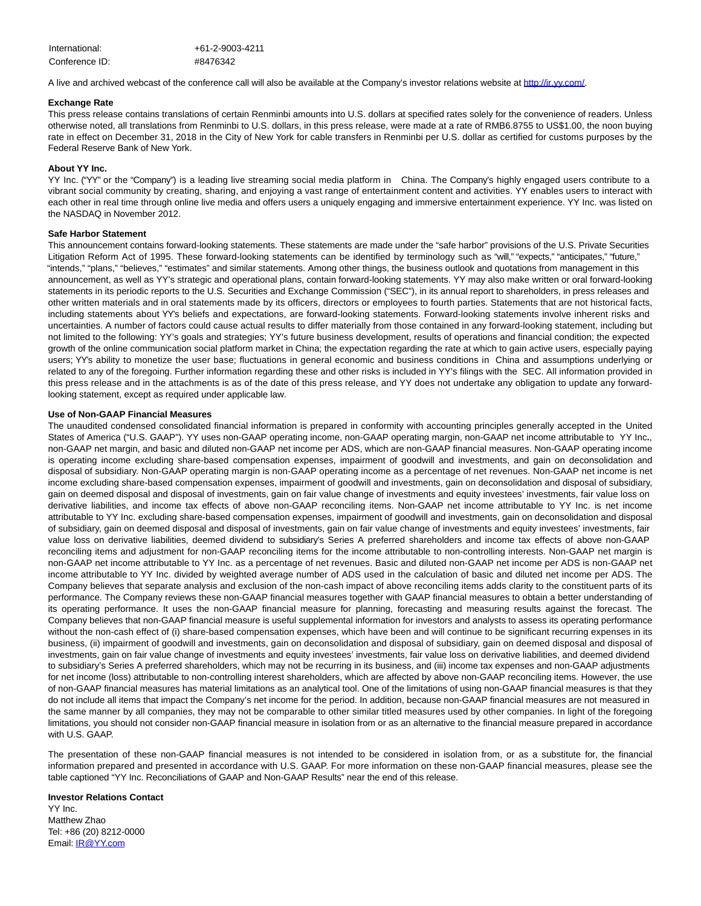| | |
|---|---|
| International: | +61-2-9003-4211 |
| Conference ID: | #8476342 |

A live and archived webcast of the conference call will also be available at the Company's investor relations website at http://ir.yy.com/.

**Exchange Rate**

This press release contains translations of certain Renminbi amounts into U.S. dollars at specified rates solely for the convenience of readers. Unless otherwise noted, all translations from Renminbi to U.S. dollars, in this press release, were made at a rate of RMB6.8755 to US$1.00, the noon buying rate in effect on December 31, 2018 in the City of New York for cable transfers in Renminbi per U.S. dollar as certified for customs purposes by the Federal Reserve Bank of New York.

**About YY Inc.**

YY Inc. ("YY" or the "Company") is a leading live streaming social media platform in China. The Company's highly engaged users contribute to a vibrant social community by creating, sharing, and enjoying a vast range of entertainment content and activities. YY enables users to interact with each other in real time through online live media and offers users a uniquely engaging and immersive entertainment experience. YY Inc. was listed on the NASDAQ in November 2012.

**Safe Harbor Statement**

This announcement contains forward-looking statements. These statements are made under the "safe harbor" provisions of the U.S. Private Securities Litigation Reform Act of 1995. These forward-looking statements can be identified by terminology such as "will," "expects," "anticipates," "future," "intends," "plans," "believes," "estimates" and similar statements. Among other things, the business outlook and quotations from management in this announcement, as well as YY's strategic and operational plans, contain forward-looking statements. YY may also make written or oral forward-looking statements in its periodic reports to the U.S. Securities and Exchange Commission ("SEC"), in its annual report to shareholders, in press releases and other written materials and in oral statements made by its officers, directors or employees to fourth parties. Statements that are not historical facts, including statements about YY's beliefs and expectations, are forward-looking statements. Forward-looking statements involve inherent risks and uncertainties. A number of factors could cause actual results to differ materially from those contained in any forward-looking statement, including but not limited to the following: YY's goals and strategies; YY's future business development, results of operations and financial condition; the expected growth of the online communication social platform market in China; the expectation regarding the rate at which to gain active users, especially paying users; YY's ability to monetize the user base; fluctuations in general economic and business conditions in China and assumptions underlying or related to any of the foregoing. Further information regarding these and other risks is included in YY's filings with the SEC. All information provided in this press release and in the attachments is as of the date of this press release, and YY does not undertake any obligation to update any forward-looking statement, except as required under applicable law.

**Use of Non-GAAP Financial Measures**

The unaudited condensed consolidated financial information is prepared in conformity with accounting principles generally accepted in the United States of America ("U.S. GAAP"). YY uses non-GAAP operating income, non-GAAP operating margin, non-GAAP net income attributable to YY Inc., non-GAAP net margin, and basic and diluted non-GAAP net income per ADS, which are non-GAAP financial measures. Non-GAAP operating income is operating income excluding share-based compensation expenses, impairment of goodwill and investments, and gain on deconsolidation and disposal of subsidiary. Non-GAAP operating margin is non-GAAP operating income as a percentage of net revenues. Non-GAAP net income is net income excluding share-based compensation expenses, impairment of goodwill and investments, gain on deconsolidation and disposal of subsidiary, gain on deemed disposal and disposal of investments, gain on fair value change of investments and equity investees' investments, fair value loss on derivative liabilities, and income tax effects of above non-GAAP reconciling items. Non-GAAP net income attributable to YY Inc. is net income attributable to YY Inc. excluding share-based compensation expenses, impairment of goodwill and investments, gain on deconsolidation and disposal of subsidiary, gain on deemed disposal and disposal of investments, gain on fair value change of investments and equity investees' investments, fair value loss on derivative liabilities, deemed dividend to subsidiary's Series A preferred shareholders and income tax effects of above non-GAAP reconciling items and adjustment for non-GAAP reconciling items for the income attributable to non-controlling interests. Non-GAAP net margin is non-GAAP net income attributable to YY Inc. as a percentage of net revenues. Basic and diluted non-GAAP net income per ADS is non-GAAP net income attributable to YY Inc. divided by weighted average number of ADS used in the calculation of basic and diluted net income per ADS. The Company believes that separate analysis and exclusion of the non-cash impact of above reconciling items adds clarity to the constituent parts of its performance. The Company reviews these non-GAAP financial measures together with GAAP financial measures to obtain a better understanding of its operating performance. It uses the non-GAAP financial measure for planning, forecasting and measuring results against the forecast. The Company believes that non-GAAP financial measure is useful supplemental information for investors and analysts to assess its operating performance without the non-cash effect of (i) share-based compensation expenses, which have been and will continue to be significant recurring expenses in its business, (ii) impairment of goodwill and investments, gain on deconsolidation and disposal of subsidiary, gain on deemed disposal and disposal of investments, gain on fair value change of investments and equity investees' investments, fair value loss on derivative liabilities, and deemed dividend to subsidiary's Series A preferred shareholders, which may not be recurring in its business, and (iii) income tax expenses and non-GAAP adjustments for net income (loss) attributable to non-controlling interest shareholders, which are affected by above non-GAAP reconciling items. However, the use of non-GAAP financial measures has material limitations as an analytical tool. One of the limitations of using non-GAAP financial measures is that they do not include all items that impact the Company's net income for the period. In addition, because non-GAAP financial measures are not measured in the same manner by all companies, they may not be comparable to other similar titled measures used by other companies. In light of the foregoing limitations, you should not consider non-GAAP financial measure in isolation from or as an alternative to the financial measure prepared in accordance with U.S. GAAP.

The presentation of these non-GAAP financial measures is not intended to be considered in isolation from, or as a substitute for, the financial information prepared and presented in accordance with U.S. GAAP. For more information on these non-GAAP financial measures, please see the table captioned "YY Inc. Reconciliations of GAAP and Non-GAAP Results" near the end of this release.

**Investor Relations Contact**

YY Inc.
Matthew Zhao
Tel: +86 (20) 8212-0000
Email: IR@YY.com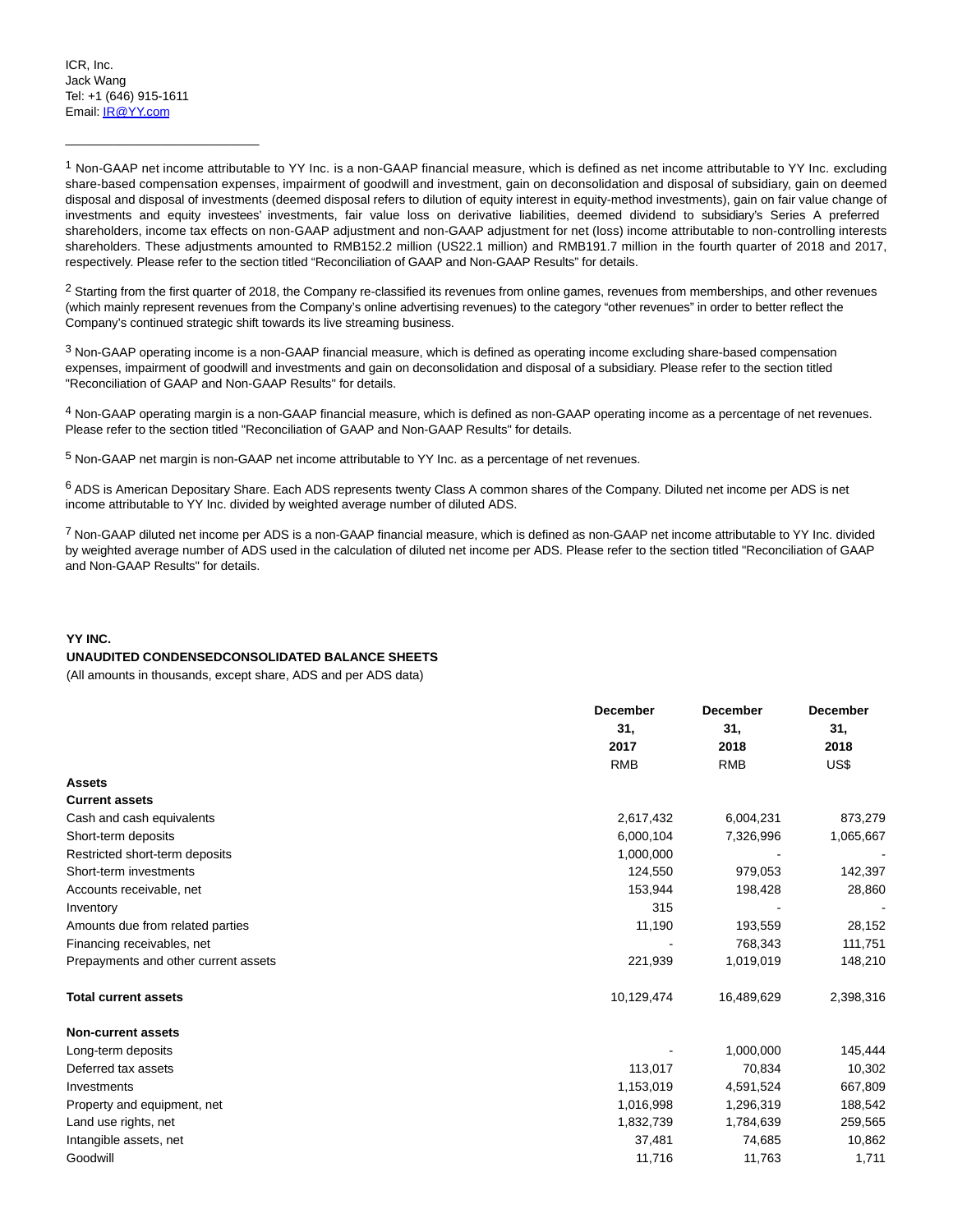ICR, Inc.
Jack Wang
Tel: +1 (646) 915-1611
Email: IR@YY.com

---

[1] Non-GAAP net income attributable to YY Inc. is a non-GAAP financial measure, which is defined as net income attributable to YY Inc. excluding share-based compensation expenses, impairment of goodwill and investment, gain on deconsolidation and disposal of subsidiary, gain on deemed disposal and disposal of investments (deemed disposal refers to dilution of equity interest in equity-method investments), gain on fair value change of investments and equity investees' investments, fair value loss on derivative liabilities, deemed dividend to subsidiary's Series A preferred shareholders, income tax effects on non-GAAP adjustment and non-GAAP adjustment for net (loss) income attributable to non-controlling interests shareholders. These adjustments amounted to RMB152.2 million (US22.1 million) and RMB191.7 million in the fourth quarter of 2018 and 2017, respectively. Please refer to the section titled "Reconciliation of GAAP and Non-GAAP Results" for details.

[2] Starting from the first quarter of 2018, the Company re-classified its revenues from online games, revenues from memberships, and other revenues (which mainly represent revenues from the Company's online advertising revenues) to the category "other revenues" in order to better reflect the Company's continued strategic shift towards its live streaming business.

[3] Non-GAAP operating income is a non-GAAP financial measure, which is defined as operating income excluding share-based compensation expenses, impairment of goodwill and investments and gain on deconsolidation and disposal of a subsidiary. Please refer to the section titled "Reconciliation of GAAP and Non-GAAP Results" for details.

[4] Non-GAAP operating margin is a non-GAAP financial measure, which is defined as non-GAAP operating income as a percentage of net revenues. Please refer to the section titled "Reconciliation of GAAP and Non-GAAP Results" for details.

[5] Non-GAAP net margin is non-GAAP net income attributable to YY Inc. as a percentage of net revenues.

[6] ADS is American Depositary Share. Each ADS represents twenty Class A common shares of the Company. Diluted net income per ADS is net income attributable to YY Inc. divided by weighted average number of diluted ADS.

[7] Non-GAAP diluted net income per ADS is a non-GAAP financial measure, which is defined as non-GAAP net income attributable to YY Inc. divided by weighted average number of ADS used in the calculation of diluted net income per ADS. Please refer to the section titled "Reconciliation of GAAP and Non-GAAP Results" for details.

**YY INC.**
**UNAUDITED CONDENSEDCONSOLIDATED BALANCE SHEETS**
(All amounts in thousands, except share, ADS and per ADS data)

| | December 31, 2017 | December 31, 2018 | December 31, 2018 |
|---|---|---|---|
| | RMB | RMB | US$ |
| **Assets** | | | |
| **Current assets** | | | |
| Cash and cash equivalents | 2,617,432 | 6,004,231 | 873,279 |
| Short-term deposits | 6,000,104 | 7,326,996 | 1,065,667 |
| Restricted short-term deposits | 1,000,000 | - | - |
| Short-term investments | 124,550 | 979,053 | 142,397 |
| Accounts receivable, net | 153,944 | 198,428 | 28,860 |
| Inventory | 315 | - | - |
| Amounts due from related parties | 11,190 | 193,559 | 28,152 |
| Financing receivables, net | - | 768,343 | 111,751 |
| Prepayments and other current assets | 221,939 | 1,019,019 | 148,210 |
| **Total current assets** | 10,129,474 | 16,489,629 | 2,398,316 |
| **Non-current assets** | | | |
| Long-term deposits | - | 1,000,000 | 145,444 |
| Deferred tax assets | 113,017 | 70,834 | 10,302 |
| Investments | 1,153,019 | 4,591,524 | 667,809 |
| Property and equipment, net | 1,016,998 | 1,296,319 | 188,542 |
| Land use rights, net | 1,832,739 | 1,784,639 | 259,565 |
| Intangible assets, net | 37,481 | 74,685 | 10,862 |
| Goodwill | 11,716 | 11,763 | 1,711 |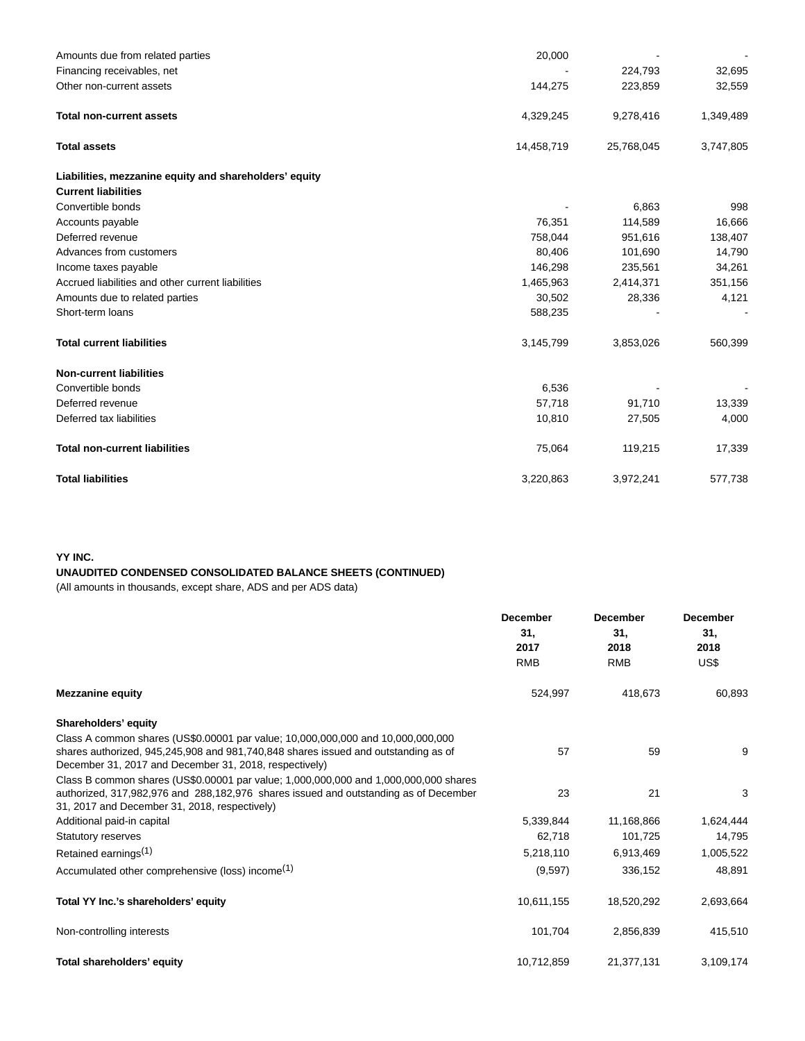| | | | |
|---|---|---|---|
| Amounts due from related parties | 20,000 | - | - |
| Financing receivables, net | - | 224,793 | 32,695 |
| Other non-current assets | 144,275 | 223,859 | 32,559 |
| **Total non-current assets** | 4,329,245 | 9,278,416 | 1,349,489 |
| **Total assets** | 14,458,719 | 25,768,045 | 3,747,805 |
| **Liabilities, mezzanine equity and shareholders' equity** | | | |
| **Current liabilities** | | | |
| Convertible bonds | - | 6,863 | 998 |
| Accounts payable | 76,351 | 114,589 | 16,666 |
| Deferred revenue | 758,044 | 951,616 | 138,407 |
| Advances from customers | 80,406 | 101,690 | 14,790 |
| Income taxes payable | 146,298 | 235,561 | 34,261 |
| Accrued liabilities and other current liabilities | 1,465,963 | 2,414,371 | 351,156 |
| Amounts due to related parties | 30,502 | 28,336 | 4,121 |
| Short-term loans | 588,235 | - | - |
| **Total current liabilities** | 3,145,799 | 3,853,026 | 560,399 |
| **Non-current liabilities** | | | |
| Convertible bonds | 6,536 | - | - |
| Deferred revenue | 57,718 | 91,710 | 13,339 |
| Deferred tax liabilities | 10,810 | 27,505 | 4,000 |
| **Total non-current liabilities** | 75,064 | 119,215 | 17,339 |
| **Total liabilities** | 3,220,863 | 3,972,241 | 577,738 |

**YY INC.**

**UNAUDITED CONDENSED CONSOLIDATED BALANCE SHEETS (CONTINUED)**

(All amounts in thousands, except share, ADS and per ADS data)

| | December 31, 2017 RMB | December 31, 2018 RMB | December 31, 2018 US$ |
|---|---|---|---|
| **Mezzanine equity** | 524,997 | 418,673 | 60,893 |
| **Shareholders' equity** | | | |
| Class A common shares (US$0.00001 par value; 10,000,000,000 and 10,000,000,000 shares authorized, 945,245,908 and 981,740,848 shares issued and outstanding as of December 31, 2017 and December 31, 2018, respectively) | 57 | 59 | 9 |
| Class B common shares (US$0.00001 par value; 1,000,000,000 and 1,000,000,000 shares authorized, 317,982,976 and 288,182,976 shares issued and outstanding as of December 31, 2017 and December 31, 2018, respectively) | 23 | 21 | 3 |
| Additional paid-in capital | 5,339,844 | 11,168,866 | 1,624,444 |
| Statutory reserves | 62,718 | 101,725 | 14,795 |
| Retained earnings(1) | 5,218,110 | 6,913,469 | 1,005,522 |
| Accumulated other comprehensive (loss) income(1) | (9,597) | 336,152 | 48,891 |
| **Total YY Inc.'s shareholders' equity** | 10,611,155 | 18,520,292 | 2,693,664 |
| Non-controlling interests | 101,704 | 2,856,839 | 415,510 |
| **Total shareholders' equity** | 10,712,859 | 21,377,131 | 3,109,174 |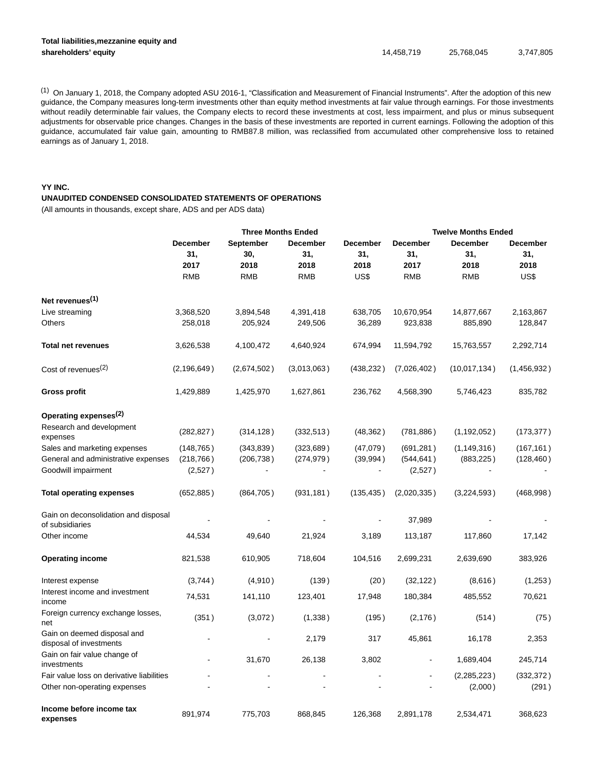| | | | |
|---|---|---|---|
| **Total liabilities,mezzanine equity and shareholders' equity** | 14,458,719 | 25,768,045 | 3,747,805 |

(1) On January 1, 2018, the Company adopted ASU 2016-1, "Classification and Measurement of Financial Instruments". After the adoption of this new guidance, the Company measures long-term investments other than equity method investments at fair value through earnings. For those investments without readily determinable fair values, the Company elects to record these investments at cost, less impairment, and plus or minus subsequent adjustments for observable price changes. Changes in the basis of these investments are reported in current earnings. Following the adoption of this guidance, accumulated fair value gain, amounting to RMB87.8 million, was reclassified from accumulated other comprehensive loss to retained earnings as of January 1, 2018.

**YY INC.**

**UNAUDITED CONDENSED CONSOLIDATED STATEMENTS OF OPERATIONS**

(All amounts in thousands, except share, ADS and per ADS data)

| | Three Months Ended | | | | Twelve Months Ended | | |
|---|---|---|---|---|---|---|---|
| | **December 31, 2017** | **September 30, 2018** | **December 31, 2018** | **December 31, 2018** | **December 31, 2017** | **December 31, 2018** | **December 31, 2018** |
| | RMB | RMB | RMB | US$ | RMB | RMB | US$ |
| **Net revenues(1)** | | | | | | | |
| Live streaming | 3,368,520 | 3,894,548 | 4,391,418 | 638,705 | 10,670,954 | 14,877,667 | 2,163,867 |
| Others | 258,018 | 205,924 | 249,506 | 36,289 | 923,838 | 885,890 | 128,847 |
| **Total net revenues** | 3,626,538 | 4,100,472 | 4,640,924 | 674,994 | 11,594,792 | 15,763,557 | 2,292,714 |
| Cost of revenues(2) | (2,196,649) | (2,674,502) | (3,013,063) | (438,232) | (7,026,402) | (10,017,134) | (1,456,932) |
| **Gross profit** | 1,429,889 | 1,425,970 | 1,627,861 | 236,762 | 4,568,390 | 5,746,423 | 835,782 |
| **Operating expenses(2)** | | | | | | | |
| Research and development expenses | (282,827) | (314,128) | (332,513) | (48,362) | (781,886) | (1,192,052) | (173,377) |
| Sales and marketing expenses | (148,765) | (343,839) | (323,689) | (47,079) | (691,281) | (1,149,316) | (167,161) |
| General and administrative expenses | (218,766) | (206,738) | (274,979) | (39,994) | (544,641) | (883,225) | (128,460) |
| Goodwill impairment | (2,527) | - | - | - | (2,527) | - | - |
| **Total operating expenses** | (652,885) | (864,705) | (931,181) | (135,435) | (2,020,335) | (3,224,593) | (468,998) |
| Gain on deconsolidation and disposal of subsidiaries | - | - | - | - | 37,989 | - | - |
| Other income | 44,534 | 49,640 | 21,924 | 3,189 | 113,187 | 117,860 | 17,142 |
| **Operating income** | 821,538 | 610,905 | 718,604 | 104,516 | 2,699,231 | 2,639,690 | 383,926 |
| Interest expense | (3,744) | (4,910) | (139) | (20) | (32,122) | (8,616) | (1,253) |
| Interest income and investment income | 74,531 | 141,110 | 123,401 | 17,948 | 180,384 | 485,552 | 70,621 |
| Foreign currency exchange losses, net | (351) | (3,072) | (1,338) | (195) | (2,176) | (514) | (75) |
| Gain on deemed disposal and disposal of investments | - | - | 2,179 | 317 | 45,861 | 16,178 | 2,353 |
| Gain on fair value change of investments | - | 31,670 | 26,138 | 3,802 | - | 1,689,404 | 245,714 |
| Fair value loss on derivative liabilities | - | - | - | - | - | (2,285,223) | (332,372) |
| Other non-operating expenses | - | - | - | - | - | (2,000) | (291) |
| **Income before income tax expenses** | 891,974 | 775,703 | 868,845 | 126,368 | 2,891,178 | 2,534,471 | 368,623 |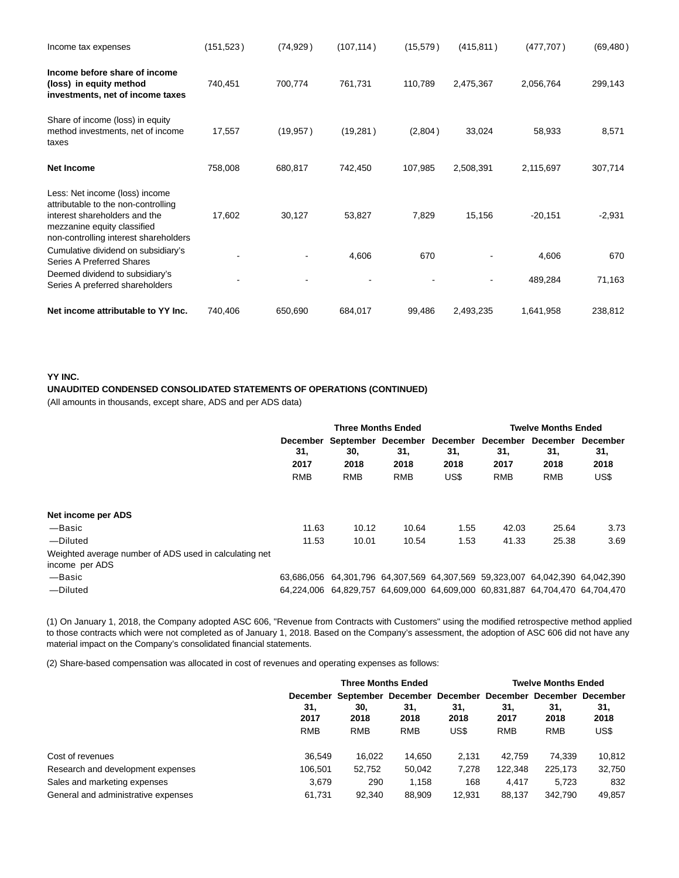| | | | | | | | |
|---|---|---|---|---|---|---|---|
| Income tax expenses | (151,523) | (74,929) | (107,114) | (15,579) | (415,811) | (477,707) | (69,480) |
| **Income before share of income (loss) in equity method investments, net of income taxes** | 740,451 | 700,774 | 761,731 | 110,789 | 2,475,367 | 2,056,764 | 299,143 |
| Share of income (loss) in equity method investments, net of income taxes | 17,557 | (19,957) | (19,281) | (2,804) | 33,024 | 58,933 | 8,571 |
| **Net Income** | 758,008 | 680,817 | 742,450 | 107,985 | 2,508,391 | 2,115,697 | 307,714 |
| Less: Net income (loss) income attributable to the non-controlling interest shareholders and the mezzanine equity classified non-controlling interest shareholders | 17,602 | 30,127 | 53,827 | 7,829 | 15,156 | -20,151 | -2,931 |
| Cumulative dividend on subsidiary's Series A Preferred Shares | - | - | 4,606 | 670 | - | 4,606 | 670 |
| Deemed dividend to subsidiary's Series A preferred shareholders | - | - | - | - | - | 489,284 | 71,163 |
| **Net income attributable to YY Inc.** | 740,406 | 650,690 | 684,017 | 99,486 | 2,493,235 | 1,641,958 | 238,812 |

**YY INC.**

**UNAUDITED CONDENSED CONSOLIDATED STATEMENTS OF OPERATIONS (CONTINUED)**

(All amounts in thousands, except share, ADS and per ADS data)

| | Three Months Ended | | | | Twelve Months Ended | | |
|---|---|---|---|---|---|---|---|
| | December 31, 2017 | September 30, 2018 | December 31, 2018 | December 31, 2018 | December 31, 2017 | December 31, 2018 | December 31, 2018 |
| | RMB | RMB | RMB | US$ | RMB | RMB | US$ |
| **Net income per ADS** | | | | | | | |
| —Basic | 11.63 | 10.12 | 10.64 | 1.55 | 42.03 | 25.64 | 3.73 |
| —Diluted | 11.53 | 10.01 | 10.54 | 1.53 | 41.33 | 25.38 | 3.69 |
| Weighted average number of ADS used in calculating net income per ADS | | | | | | | |
| —Basic | 63,686,056 | 64,301,796 | 64,307,569 | 64,307,569 | 59,323,007 | 64,042,390 | 64,042,390 |
| —Diluted | 64,224,006 | 64,829,757 | 64,609,000 | 64,609,000 | 60,831,887 | 64,704,470 | 64,704,470 |

(1) On January 1, 2018, the Company adopted ASC 606, "Revenue from Contracts with Customers" using the modified retrospective method applied to those contracts which were not completed as of January 1, 2018. Based on the Company's assessment, the adoption of ASC 606 did not have any material impact on the Company's consolidated financial statements.

(2) Share-based compensation was allocated in cost of revenues and operating expenses as follows:

| | Three Months Ended | | | | Twelve Months Ended | | |
|---|---|---|---|---|---|---|---|
| | December 31, 2017 | September 30, 2018 | December 31, 2018 | December 31, 2018 | December 31, 2017 | December 31, 2018 | December 31, 2018 |
| | RMB | RMB | RMB | US$ | RMB | RMB | US$ |
| Cost of revenues | 36,549 | 16,022 | 14,650 | 2,131 | 42,759 | 74,339 | 10,812 |
| Research and development expenses | 106,501 | 52,752 | 50,042 | 7,278 | 122,348 | 225,173 | 32,750 |
| Sales and marketing expenses | 3,679 | 290 | 1,158 | 168 | 4,417 | 5,723 | 832 |
| General and administrative expenses | 61,731 | 92,340 | 88,909 | 12,931 | 88,137 | 342,790 | 49,857 |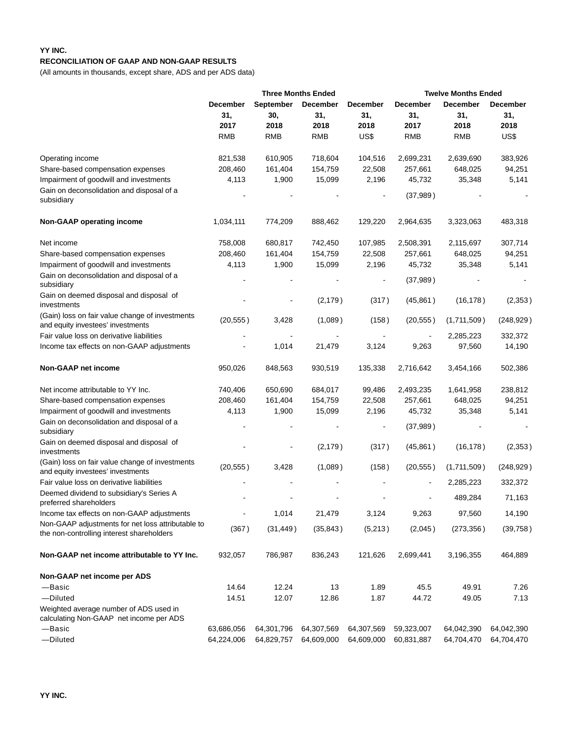**YY INC.**

**RECONCILIATION OF GAAP AND NON-GAAP RESULTS**

(All amounts in thousands, except share, ADS and per ADS data)

| | Three Months Ended | | | | Twelve Months Ended | | |
|---|---|---|---|---|---|---|---|
| | December 31, 2017 | September 30, 2018 | December 31, 2018 | December 31, 2018 | December 31, 2017 | December 31, 2018 | December 31, 2018 |
| | RMB | RMB | RMB | US$ | RMB | RMB | US$ |
| Operating income | 821,538 | 610,905 | 718,604 | 104,516 | 2,699,231 | 2,639,690 | 383,926 |
| Share-based compensation expenses | 208,460 | 161,404 | 154,759 | 22,508 | 257,661 | 648,025 | 94,251 |
| Impairment of goodwill and investments | 4,113 | 1,900 | 15,099 | 2,196 | 45,732 | 35,348 | 5,141 |
| Gain on deconsolidation and disposal of a subsidiary | - | - | - | - | (37,989) | - | - |
| **Non-GAAP operating income** | 1,034,111 | 774,209 | 888,462 | 129,220 | 2,964,635 | 3,323,063 | 483,318 |
| Net income | 758,008 | 680,817 | 742,450 | 107,985 | 2,508,391 | 2,115,697 | 307,714 |
| Share-based compensation expenses | 208,460 | 161,404 | 154,759 | 22,508 | 257,661 | 648,025 | 94,251 |
| Impairment of goodwill and investments | 4,113 | 1,900 | 15,099 | 2,196 | 45,732 | 35,348 | 5,141 |
| Gain on deconsolidation and disposal of a subsidiary | - | - | - | - | (37,989) | - | - |
| Gain on deemed disposal and disposal of investments | - | - | (2,179) | (317) | (45,861) | (16,178) | (2,353) |
| (Gain) loss on fair value change of investments and equity investees' investments | (20,555) | 3,428 | (1,089) | (158) | (20,555) | (1,711,509) | (248,929) |
| Fair value loss on derivative liabilities | - | - | - | - | - | 2,285,223 | 332,372 |
| Income tax effects on non-GAAP adjustments | - | 1,014 | 21,479 | 3,124 | 9,263 | 97,560 | 14,190 |
| **Non-GAAP net income** | 950,026 | 848,563 | 930,519 | 135,338 | 2,716,642 | 3,454,166 | 502,386 |
| Net income attributable to YY Inc. | 740,406 | 650,690 | 684,017 | 99,486 | 2,493,235 | 1,641,958 | 238,812 |
| Share-based compensation expenses | 208,460 | 161,404 | 154,759 | 22,508 | 257,661 | 648,025 | 94,251 |
| Impairment of goodwill and investments | 4,113 | 1,900 | 15,099 | 2,196 | 45,732 | 35,348 | 5,141 |
| Gain on deconsolidation and disposal of a subsidiary | - | - | - | - | (37,989) | - | - |
| Gain on deemed disposal and disposal of investments | - | - | (2,179) | (317) | (45,861) | (16,178) | (2,353) |
| (Gain) loss on fair value change of investments and equity investees' investments | (20,555) | 3,428 | (1,089) | (158) | (20,555) | (1,711,509) | (248,929) |
| Fair value loss on derivative liabilities | - | - | - | - | - | 2,285,223 | 332,372 |
| Deemed dividend to subsidiary's Series A preferred shareholders | - | - | - | - | - | 489,284 | 71,163 |
| Income tax effects on non-GAAP adjustments | - | 1,014 | 21,479 | 3,124 | 9,263 | 97,560 | 14,190 |
| Non-GAAP adjustments for net loss attributable to the non-controlling interest shareholders | (367) | (31,449) | (35,843) | (5,213) | (2,045) | (273,356) | (39,758) |
| **Non-GAAP net income attributable to YY Inc.** | 932,057 | 786,987 | 836,243 | 121,626 | 2,699,441 | 3,196,355 | 464,889 |
| **Non-GAAP net income per ADS** | | | | | | | |
| —Basic | 14.64 | 12.24 | 13 | 1.89 | 45.5 | 49.91 | 7.26 |
| —Diluted | 14.51 | 12.07 | 12.86 | 1.87 | 44.72 | 49.05 | 7.13 |
| Weighted average number of ADS used in calculating Non-GAAP net income per ADS | | | | | | | |
| —Basic | 63,686,056 | 64,301,796 | 64,307,569 | 64,307,569 | 59,323,007 | 64,042,390 | 64,042,390 |
| —Diluted | 64,224,006 | 64,829,757 | 64,609,000 | 64,609,000 | 60,831,887 | 64,704,470 | 64,704,470 |

**YY INC.**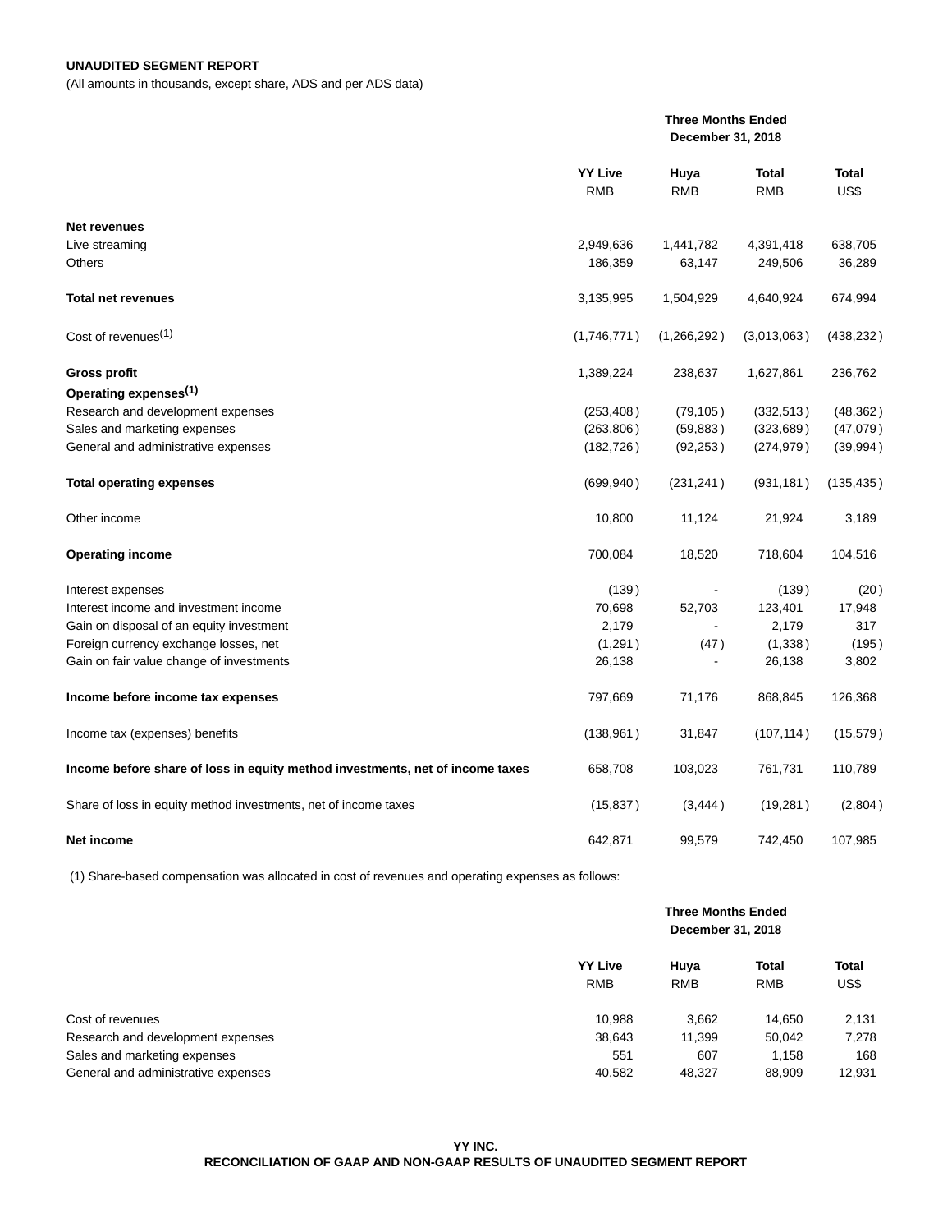**UNAUDITED SEGMENT REPORT**

(All amounts in thousands, except share, ADS and per ADS data)

| | Three Months Ended December 31, 2018 | | | |
|---|---|---|---|---|
| | **YY Live** RMB | **Huya** RMB | **Total** RMB | **Total** US$ |
| **Net revenues** | | | | |
| Live streaming | 2,949,636 | 1,441,782 | 4,391,418 | 638,705 |
| Others | 186,359 | 63,147 | 249,506 | 36,289 |
| **Total net revenues** | 3,135,995 | 1,504,929 | 4,640,924 | 674,994 |
| Cost of revenues(1) | (1,746,771) | (1,266,292) | (3,013,063) | (438,232) |
| **Gross profit** | 1,389,224 | 238,637 | 1,627,861 | 236,762 |
| **Operating expenses(1)** | | | | |
| Research and development expenses | (253,408) | (79,105) | (332,513) | (48,362) |
| Sales and marketing expenses | (263,806) | (59,883) | (323,689) | (47,079) |
| General and administrative expenses | (182,726) | (92,253) | (274,979) | (39,994) |
| **Total operating expenses** | (699,940) | (231,241) | (931,181) | (135,435) |
| Other income | 10,800 | 11,124 | 21,924 | 3,189 |
| **Operating income** | 700,084 | 18,520 | 718,604 | 104,516 |
| Interest expenses | (139) | - | (139) | (20) |
| Interest income and investment income | 70,698 | 52,703 | 123,401 | 17,948 |
| Gain on disposal of an equity investment | 2,179 | - | 2,179 | 317 |
| Foreign currency exchange losses, net | (1,291) | (47) | (1,338) | (195) |
| Gain on fair value change of investments | 26,138 | - | 26,138 | 3,802 |
| **Income before income tax expenses** | 797,669 | 71,176 | 868,845 | 126,368 |
| Income tax (expenses) benefits | (138,961) | 31,847 | (107,114) | (15,579) |
| **Income before share of loss in equity method investments, net of income taxes** | 658,708 | 103,023 | 761,731 | 110,789 |
| Share of loss in equity method investments, net of income taxes | (15,837) | (3,444) | (19,281) | (2,804) |
| **Net income** | 642,871 | 99,579 | 742,450 | 107,985 |

(1) Share-based compensation was allocated in cost of revenues and operating expenses as follows:

| | Three Months Ended December 31, 2018 | | | |
|---|---|---|---|---|
| | **YY Live** RMB | **Huya** RMB | **Total** RMB | **Total** US$ |
| Cost of revenues | 10,988 | 3,662 | 14,650 | 2,131 |
| Research and development expenses | 38,643 | 11,399 | 50,042 | 7,278 |
| Sales and marketing expenses | 551 | 607 | 1,158 | 168 |
| General and administrative expenses | 40,582 | 48,327 | 88,909 | 12,931 |

**YY INC.**
**RECONCILIATION OF GAAP AND NON-GAAP RESULTS OF UNAUDITED SEGMENT REPORT**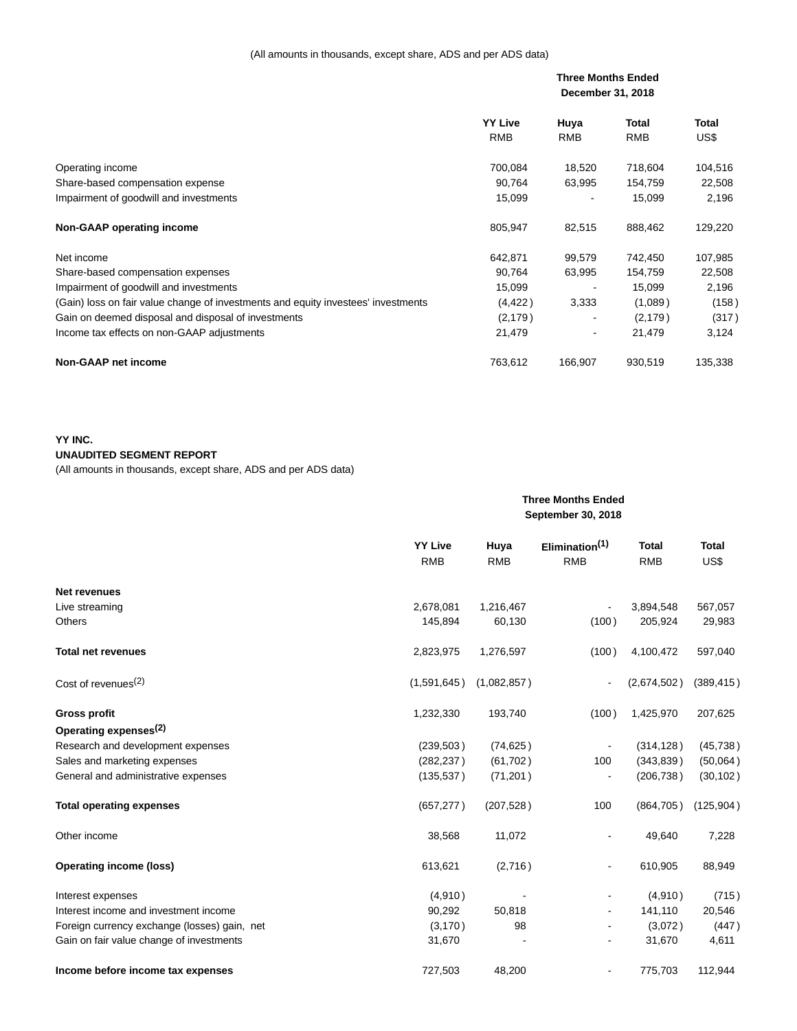(All amounts in thousands, except share, ADS and per ADS data)

| | Three Months Ended December 31, 2018 | | | |
|---|---|---|---|---|
| | YY Live RMB | Huya RMB | Total RMB | Total US$ |
| Operating income | 700,084 | 18,520 | 718,604 | 104,516 |
| Share-based compensation expense | 90,764 | 63,995 | 154,759 | 22,508 |
| Impairment of goodwill and investments | 15,099 | - | 15,099 | 2,196 |
| **Non-GAAP operating income** | 805,947 | 82,515 | 888,462 | 129,220 |
| Net income | 642,871 | 99,579 | 742,450 | 107,985 |
| Share-based compensation expenses | 90,764 | 63,995 | 154,759 | 22,508 |
| Impairment of goodwill and investments | 15,099 | - | 15,099 | 2,196 |
| (Gain) loss on fair value change of investments and equity investees' investments | (4,422) | 3,333 | (1,089) | (158) |
| Gain on deemed disposal and disposal of investments | (2,179) | - | (2,179) | (317) |
| Income tax effects on non-GAAP adjustments | 21,479 | - | 21,479 | 3,124 |
| **Non-GAAP net income** | 763,612 | 166,907 | 930,519 | 135,338 |

**YY INC.**
**UNAUDITED SEGMENT REPORT**
(All amounts in thousands, except share, ADS and per ADS data)

| | Three Months Ended September 30, 2018 | | | | |
|---|---|---|---|---|---|
| | YY Live RMB | Huya RMB | Elimination(1) RMB | Total RMB | Total US$ |
| **Net revenues** | | | | | |
| Live streaming | 2,678,081 | 1,216,467 | - | 3,894,548 | 567,057 |
| Others | 145,894 | 60,130 | (100) | 205,924 | 29,983 |
| **Total net revenues** | 2,823,975 | 1,276,597 | (100) | 4,100,472 | 597,040 |
| Cost of revenues(2) | (1,591,645) | (1,082,857) | - | (2,674,502) | (389,415) |
| **Gross profit** | 1,232,330 | 193,740 | (100) | 1,425,970 | 207,625 |
| **Operating expenses(2)** | | | | | |
| Research and development expenses | (239,503) | (74,625) | - | (314,128) | (45,738) |
| Sales and marketing expenses | (282,237) | (61,702) | 100 | (343,839) | (50,064) |
| General and administrative expenses | (135,537) | (71,201) | - | (206,738) | (30,102) |
| **Total operating expenses** | (657,277) | (207,528) | 100 | (864,705) | (125,904) |
| Other income | 38,568 | 11,072 | - | 49,640 | 7,228 |
| **Operating income (loss)** | 613,621 | (2,716) | - | 610,905 | 88,949 |
| Interest expenses | (4,910) | - | - | (4,910) | (715) |
| Interest income and investment income | 90,292 | 50,818 | - | 141,110 | 20,546 |
| Foreign currency exchange (losses) gain, net | (3,170) | 98 | - | (3,072) | (447) |
| Gain on fair value change of investments | 31,670 | - | - | 31,670 | 4,611 |
| **Income before income tax expenses** | 727,503 | 48,200 | - | 775,703 | 112,944 |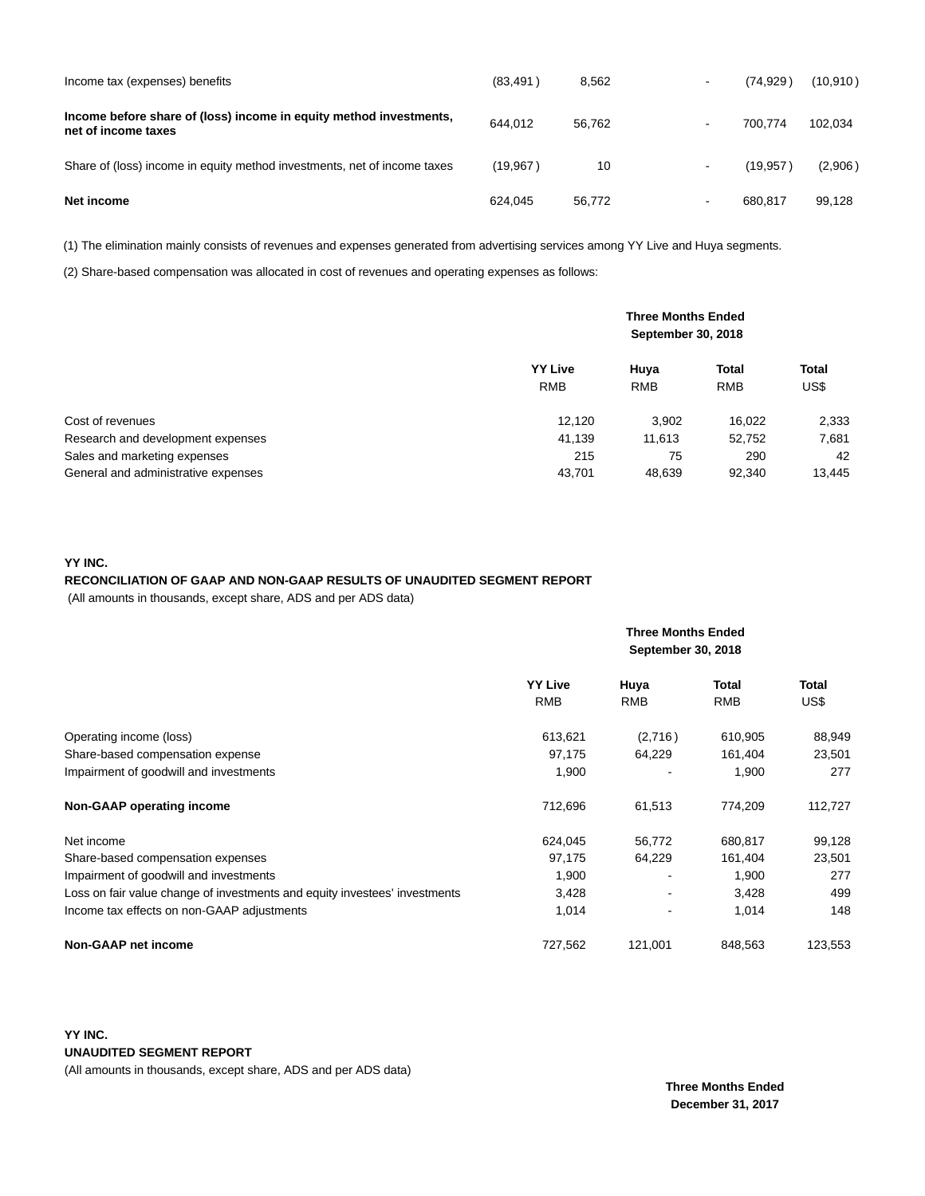| | | | | | |
|---|---|---|---|---|---|
| Income tax (expenses) benefits | (83,491) | 8,562 | - | (74,929) | (10,910) |
| **Income before share of (loss) income in equity method investments, net of income taxes** | 644,012 | 56,762 | - | 700,774 | 102,034 |
| Share of (loss) income in equity method investments, net of income taxes | (19,967) | 10 | - | (19,957) | (2,906) |
| **Net income** | 624,045 | 56,772 | - | 680,817 | 99,128 |

(1) The elimination mainly consists of revenues and expenses generated from advertising services among YY Live and Huya segments.

(2) Share-based compensation was allocated in cost of revenues and operating expenses as follows:

| | **Three Months Ended September 30, 2018** | | | |
|---|---|---|---|---|
| | **YY Live** RMB | **Huya** RMB | **Total** RMB | **Total** US$ |
| Cost of revenues | 12,120 | 3,902 | 16,022 | 2,333 |
| Research and development expenses | 41,139 | 11,613 | 52,752 | 7,681 |
| Sales and marketing expenses | 215 | 75 | 290 | 42 |
| General and administrative expenses | 43,701 | 48,639 | 92,340 | 13,445 |

**YY INC.**

**RECONCILIATION OF GAAP AND NON-GAAP RESULTS OF UNAUDITED SEGMENT REPORT**

(All amounts in thousands, except share, ADS and per ADS data)

| | **Three Months Ended September 30, 2018** | | | |
|---|---|---|---|---|
| | **YY Live** RMB | **Huya** RMB | **Total** RMB | **Total** US$ |
| Operating income (loss) | 613,621 | (2,716) | 610,905 | 88,949 |
| Share-based compensation expense | 97,175 | 64,229 | 161,404 | 23,501 |
| Impairment of goodwill and investments | 1,900 | - | 1,900 | 277 |
| **Non-GAAP operating income** | 712,696 | 61,513 | 774,209 | 112,727 |
| Net income | 624,045 | 56,772 | 680,817 | 99,128 |
| Share-based compensation expenses | 97,175 | 64,229 | 161,404 | 23,501 |
| Impairment of goodwill and investments | 1,900 | - | 1,900 | 277 |
| Loss on fair value change of investments and equity investees' investments | 3,428 | - | 3,428 | 499 |
| Income tax effects on non-GAAP adjustments | 1,014 | - | 1,014 | 148 |
| **Non-GAAP net income** | 727,562 | 121,001 | 848,563 | 123,553 |

**YY INC.**

**UNAUDITED SEGMENT REPORT**

(All amounts in thousands, except share, ADS and per ADS data)

**Three Months Ended December 31, 2017**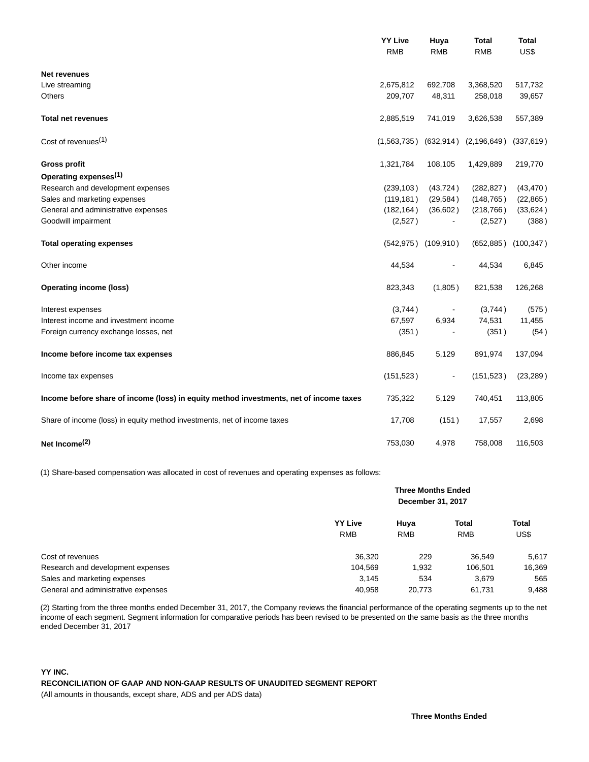| | YY Live RMB | Huya RMB | Total RMB | Total US$ |
|---|---|---|---|---|
| **Net revenues** | | | | |
| Live streaming | 2,675,812 | 692,708 | 3,368,520 | 517,732 |
| Others | 209,707 | 48,311 | 258,018 | 39,657 |
| **Total net revenues** | 2,885,519 | 741,019 | 3,626,538 | 557,389 |
| Cost of revenues(1) | (1,563,735) | (632,914) | (2,196,649) | (337,619) |
| **Gross profit** | 1,321,784 | 108,105 | 1,429,889 | 219,770 |
| **Operating expenses(1)** | | | | |
| Research and development expenses | (239,103) | (43,724) | (282,827) | (43,470) |
| Sales and marketing expenses | (119,181) | (29,584) | (148,765) | (22,865) |
| General and administrative expenses | (182,164) | (36,602) | (218,766) | (33,624) |
| Goodwill impairment | (2,527) | - | (2,527) | (388) |
| **Total operating expenses** | (542,975) | (109,910) | (652,885) | (100,347) |
| Other income | 44,534 | - | 44,534 | 6,845 |
| **Operating income (loss)** | 823,343 | (1,805) | 821,538 | 126,268 |
| Interest expenses | (3,744) | - | (3,744) | (575) |
| Interest income and investment income | 67,597 | 6,934 | 74,531 | 11,455 |
| Foreign currency exchange losses, net | (351) | - | (351) | (54) |
| **Income before income tax expenses** | 886,845 | 5,129 | 891,974 | 137,094 |
| Income tax expenses | (151,523) | - | (151,523) | (23,289) |
| **Income before share of income (loss) in equity method investments, net of income taxes** | 735,322 | 5,129 | 740,451 | 113,805 |
| Share of income (loss) in equity method investments, net of income taxes | 17,708 | (151) | 17,557 | 2,698 |
| **Net Income(2)** | 753,030 | 4,978 | 758,008 | 116,503 |

(1) Share-based compensation was allocated in cost of revenues and operating expenses as follows:

| | **Three Months Ended December 31, 2017** | | | |
|---|---|---|---|---|
| | **YY Live** RMB | **Huya** RMB | **Total** RMB | **Total** US$ |
| Cost of revenues | 36,320 | 229 | 36,549 | 5,617 |
| Research and development expenses | 104,569 | 1,932 | 106,501 | 16,369 |
| Sales and marketing expenses | 3,145 | 534 | 3,679 | 565 |
| General and administrative expenses | 40,958 | 20,773 | 61,731 | 9,488 |

(2) Starting from the three months ended December 31, 2017, the Company reviews the financial performance of the operating segments up to the net income of each segment. Segment information for comparative periods has been revised to be presented on the same basis as the three months ended December 31, 2017

**YY INC.**

**RECONCILIATION OF GAAP AND NON-GAAP RESULTS OF UNAUDITED SEGMENT REPORT**

(All amounts in thousands, except share, ADS and per ADS data)

**Three Months Ended**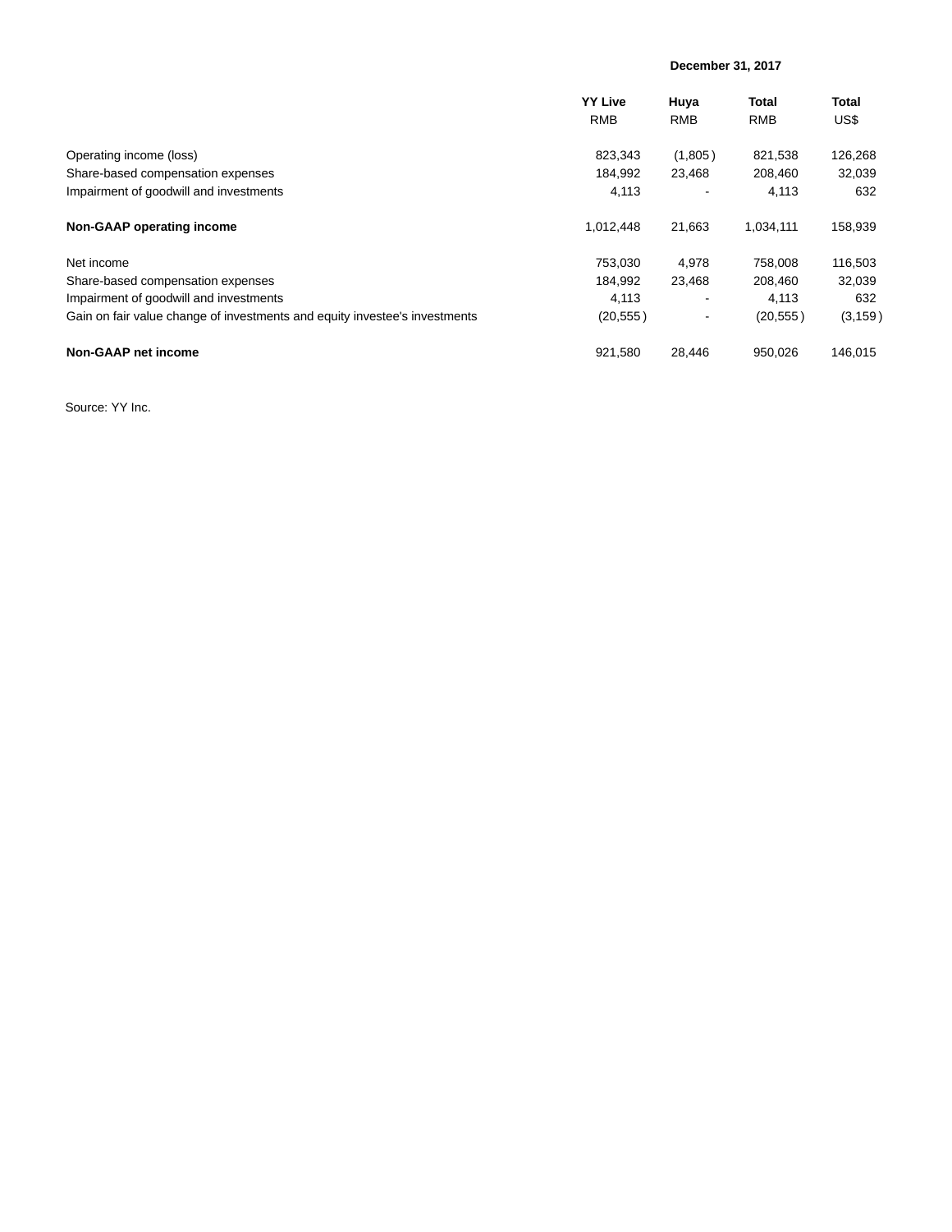| | December 31, 2017 | | | |
|---|---|---|---|---|
| | **YY Live** RMB | **Huya** RMB | **Total** RMB | **Total** US$ |
| Operating income (loss) | 823,343 | (1,805) | 821,538 | 126,268 |
| Share-based compensation expenses | 184,992 | 23,468 | 208,460 | 32,039 |
| Impairment of goodwill and investments | 4,113 | - | 4,113 | 632 |
| **Non-GAAP operating income** | 1,012,448 | 21,663 | 1,034,111 | 158,939 |
| Net income | 753,030 | 4,978 | 758,008 | 116,503 |
| Share-based compensation expenses | 184,992 | 23,468 | 208,460 | 32,039 |
| Impairment of goodwill and investments | 4,113 | - | 4,113 | 632 |
| Gain on fair value change of investments and equity investee's investments | (20,555) | - | (20,555) | (3,159) |
| **Non-GAAP net income** | 921,580 | 28,446 | 950,026 | 146,015 |

Source: YY Inc.